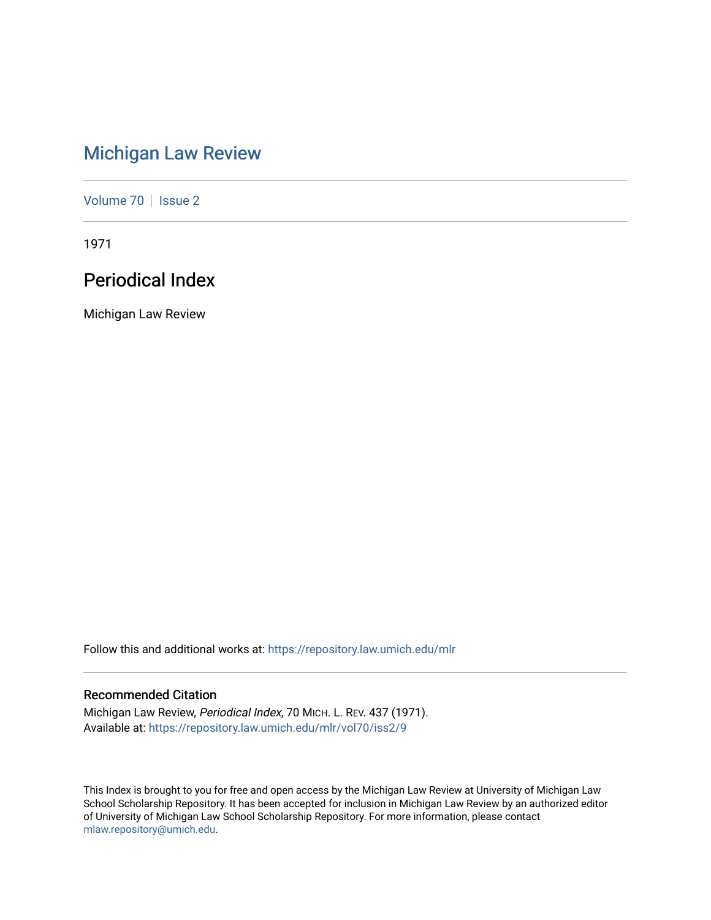# Michigan Law Review

Volume 70 | Issue 2

1971

## Periodical Index

Michigan Law Review

Follow this and additional works at: https://repository.law.umich.edu/mlr

### Recommended Citation

Michigan Law Review, *Periodical Index*, 70 MICH. L. REV. 437 (1971).
Available at: https://repository.law.umich.edu/mlr/vol70/iss2/9

This Index is brought to you for free and open access by the Michigan Law Review at University of Michigan Law School Scholarship Repository. It has been accepted for inclusion in Michigan Law Review by an authorized editor of University of Michigan Law School Scholarship Repository. For more information, please contact mlaw.repository@umich.edu.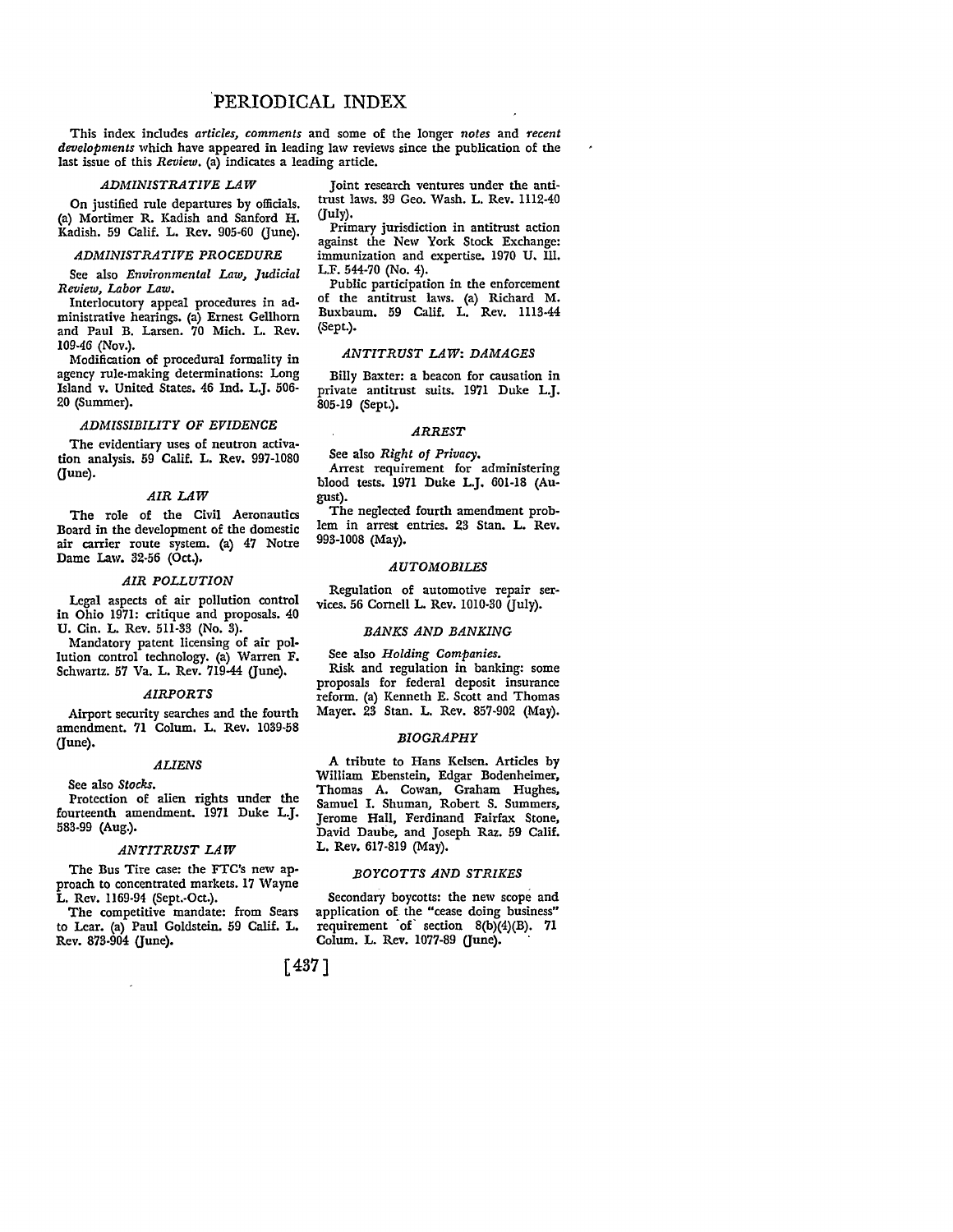# PERIODICAL INDEX

This index includes *articles, comments* and some of the longer *notes* and *recent developments* which have appeared in leading law reviews since the publication of the last issue of this *Review*. (a) indicates a leading article.

### *ADMINISTRATIVE LAW*

On justified rule departures by officials. (a) Mortimer R. Kadish and Sanford H. Kadish. 59 Calif. L. Rev. 905-60 (June).

### *ADMINISTRATIVE PROCEDURE*

See also *Environmental Law, Judicial Review, Labor Law.*

Interlocutory appeal procedures in administrative hearings. (a) Ernest Gellhorn and Paul B. Larsen. 70 Mich. L. Rev. 109-46 (Nov.).

Modification of procedural formality in agency rule-making determinations: Long Island v. United States. 46 Ind. L.J. 506-20 (Summer).

### *ADMISSIBILITY OF EVIDENCE*

The evidentiary uses of neutron activation analysis. 59 Calif. L. Rev. 997-1080 (June).

### *AIR LAW*

The role of the Civil Aeronautics Board in the development of the domestic air carrier route system. (a) 47 Notre Dame Law. 32-56 (Oct.).

### *AIR POLLUTION*

Legal aspects of air pollution control in Ohio 1971: critique and proposals. 40 U. Cin. L. Rev. 511-33 (No. 3).

Mandatory patent licensing of air pollution control technology. (a) Warren F. Schwartz. 57 Va. L. Rev. 719-44 (June).

### *AIRPORTS*

Airport security searches and the fourth amendment. 71 Colum. L. Rev. 1039-58 (June).

### *ALIENS*

See also *Stocks.*

Protection of alien rights under the fourteenth amendment. 1971 Duke L.J. 583-99 (Aug.).

### *ANTITRUST LAW*

The Bus Tire case: the FTC's new approach to concentrated markets. 17 Wayne L. Rev. 1169-94 (Sept.-Oct.).

The competitive mandate: from Sears to Lear. (a) Paul Goldstein. 59 Calif. L. Rev. 873-904 (June).

Joint research ventures under the antitrust laws. 39 Geo. Wash. L. Rev. 1112-40 (July).

Primary jurisdiction in antitrust action against the New York Stock Exchange: immunization and expertise. 1970 U. Ill. L.F. 544-70 (No. 4).

Public participation in the enforcement of the antitrust laws. (a) Richard M. Buxbaum. 59 Calif. L. Rev. 1113-44 (Sept.).

### *ANTITRUST LAW: DAMAGES*

Billy Baxter: a beacon for causation in private antitrust suits. 1971 Duke L.J. 805-19 (Sept.).

### *ARREST*

See also *Right of Privacy.*

Arrest requirement for administering blood tests. 1971 Duke L.J. 601-18 (August).

The neglected fourth amendment problem in arrest entries. 23 Stan. L. Rev. 993-1008 (May).

### *AUTOMOBILES*

Regulation of automotive repair services. 56 Cornell L. Rev. 1010-30 (July).

### *BANKS AND BANKING*

See also *Holding Companies.*

Risk and regulation in banking: some proposals for federal deposit insurance reform. (a) Kenneth E. Scott and Thomas Mayer. 23 Stan. L. Rev. 857-902 (May).

### *BIOGRAPHY*

A tribute to Hans Kelsen. Articles by William Ebenstein, Edgar Bodenheimer, Thomas A. Cowan, Graham Hughes, Samuel I. Shuman, Robert S. Summers, Jerome Hall, Ferdinand Fairfax Stone, David Daube, and Joseph Raz. 59 Calif. L. Rev. 617-819 (May).

### *BOYCOTTS AND STRIKES*

Secondary boycotts: the new scope and application of the "cease doing business" requirement of section 8(b)(4)(B). 71 Colum. L. Rev. 1077-89 (June).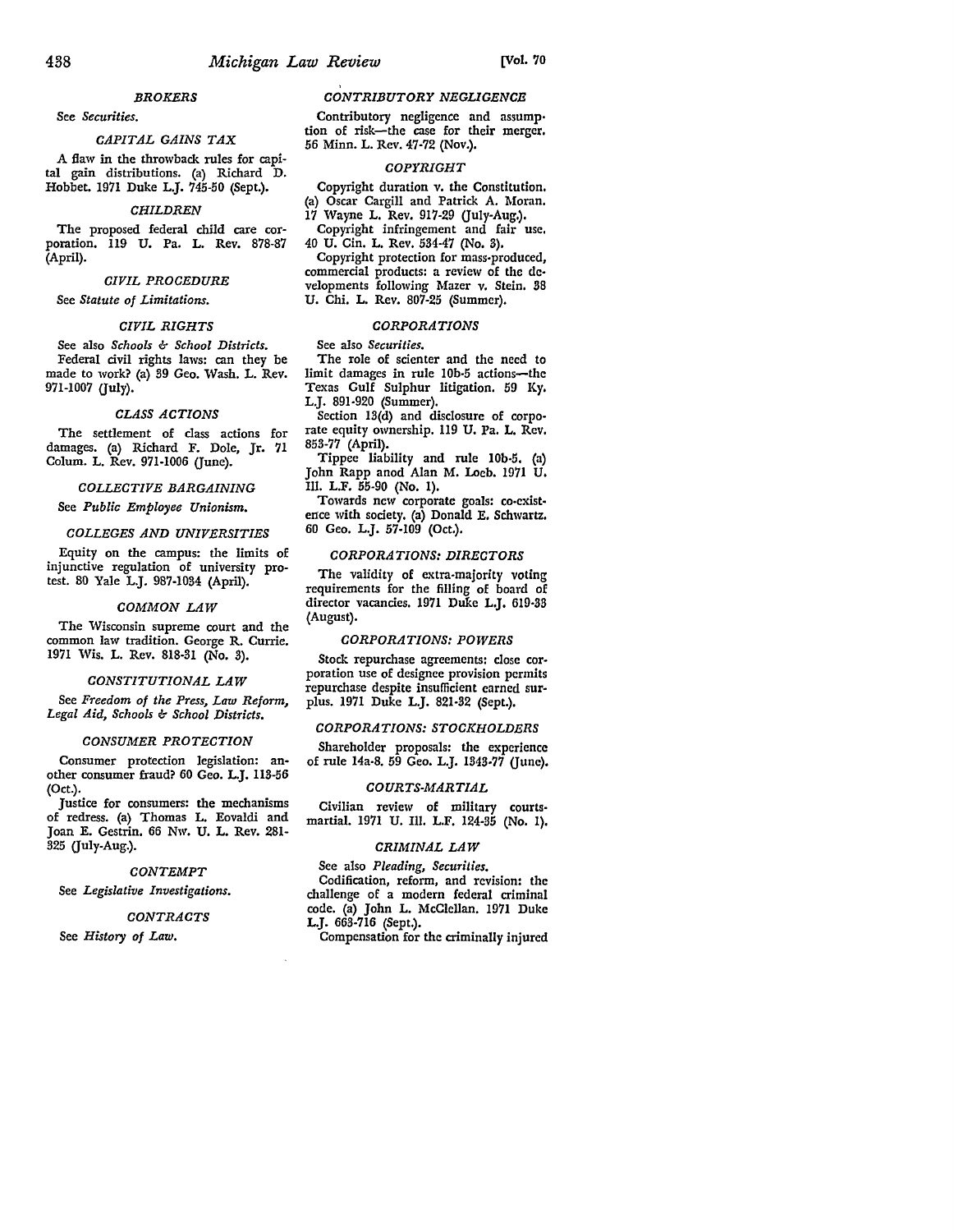### *BROKERS*

See *Securities.*

### *CAPITAL GAINS TAX*

A flaw in the throwback rules for capital gain distributions. (a) Richard D. Hobbet. 1971 Duke L.J. 745-50 (Sept.).

### *CHILDREN*

The proposed federal child care corporation. 119 U. Pa. L. Rev. 878-87 (April).

### *CIVIL PROCEDURE*

See *Statute of Limitations.*

### *CIVIL RIGHTS*

See also *Schools & School Districts.*

Federal civil rights laws: can they be made to work? (a) 39 Geo. Wash. L. Rev. 971-1007 (July).

### *CLASS ACTIONS*

The settlement of class actions for damages. (a) Richard F. Dole, Jr. 71 Colum. L. Rev. 971-1006 (June).

### *COLLECTIVE BARGAINING*

See *Public Employee Unionism.*

### *COLLEGES AND UNIVERSITIES*

Equity on the campus: the limits of injunctive regulation of university protest. 80 Yale L.J. 987-1034 (April).

### *COMMON LAW*

The Wisconsin supreme court and the common law tradition. George R. Currie. 1971 Wis. L. Rev. 818-31 (No. 3).

### *CONSTITUTIONAL LAW*

See *Freedom of the Press, Law Reform, Legal Aid, Schools & School Districts.*

### *CONSUMER PROTECTION*

Consumer protection legislation: another consumer fraud? 60 Geo. L.J. 113-56 (Oct.).

Justice for consumers: the mechanisms of redress. (a) Thomas L. Eovaldi and Joan E. Gestrin. 66 Nw. U. L. Rev. 281-325 (July-Aug.).

### *CONTEMPT*

See *Legislative Investigations.*

### *CONTRACTS*

See *History of Law.*

### *CONTRIBUTORY NEGLIGENCE*

Contributory negligence and assumption of risk—the case for their merger. 56 Minn. L. Rev. 47-72 (Nov.).

### *COPYRIGHT*

Copyright duration v. the Constitution. (a) Oscar Cargill and Patrick A. Moran. 17 Wayne L. Rev. 917-29 (July-Aug.).

Copyright infringement and fair use. 40 U. Cin. L. Rev. 534-47 (No. 3).

Copyright protection for mass-produced, commercial products: a review of the developments following Mazer v. Stein. 38 U. Chi. L. Rev. 807-25 (Summer).

### *CORPORATIONS*

See also *Securities.*

The role of scienter and the need to limit damages in rule 10b-5 actions—the Texas Gulf Sulphur litigation. 59 Ky. L.J. 891-920 (Summer).

Section 13(d) and disclosure of corporate equity ownership. 119 U. Pa. L. Rev. 853-77 (April).

Tippee liability and rule 10b-5. (a) John Rapp anod Alan M. Loeb. 1971 U. Ill. L.F. 55-90 (No. 1).

Towards new corporate goals: co-existence with society. (a) Donald E. Schwartz. 60 Geo. L.J. 57-109 (Oct.).

### *CORPORATIONS: DIRECTORS*

The validity of extra-majority voting requirements for the filling of board of director vacancies. 1971 Duke L.J. 619-33 (August).

### *CORPORATIONS: POWERS*

Stock repurchase agreements: close corporation use of designee provision permits repurchase despite insufficient earned surplus. 1971 Duke L.J. 821-32 (Sept.).

### *CORPORATIONS: STOCKHOLDERS*

Shareholder proposals: the experience of rule 14a-8. 59 Geo. L.J. 1343-77 (June).

### *COURTS-MARTIAL*

Civilian review of military courts-martial. 1971 U. Ill. L.F. 124-35 (No. 1).

### *CRIMINAL LAW*

See also *Pleading, Securities.*

Codification, reform, and revision: the challenge of a modern federal criminal code. (a) John L. McClellan. 1971 Duke L.J. 663-716 (Sept.).

Compensation for the criminally injured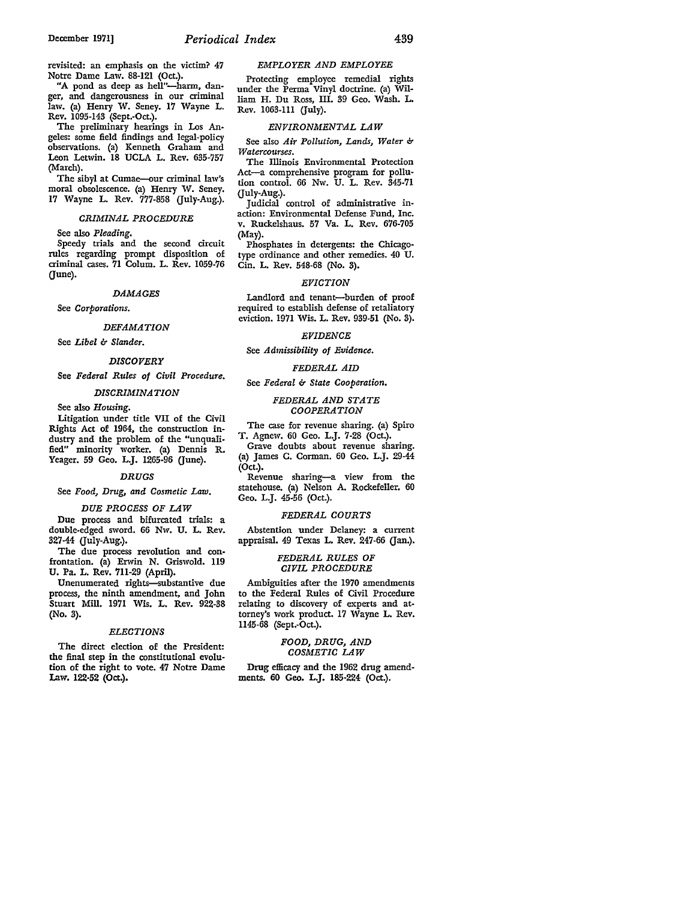revisited: an emphasis on the victim? 47 Notre Dame Law. 88-121 (Oct.).

"A pond as deep as hell"—harm, danger, and dangerousness in our criminal law. (a) Henry W. Seney. 17 Wayne L. Rev. 1095-143 (Sept.-Oct.).

The preliminary hearings in Los Angeles: some field findings and legal-policy observations. (a) Kenneth Graham and Leon Letwin. 18 UCLA L. Rev. 635-757 (March).

The sibyl at Cumae—our criminal law's moral obsolescence. (a) Henry W. Seney. 17 Wayne L. Rev. 777-858 (July-Aug.).

### *CRIMINAL PROCEDURE*

See also *Pleading.*

Speedy trials and the second circuit rules regarding prompt disposition of criminal cases. 71 Colum. L. Rev. 1059-76 (June).

### *DAMAGES*

See *Corporations.*

### *DEFAMATION*

See *Libel & Slander.*

### *DISCOVERY*

See *Federal Rules of Civil Procedure.*

### *DISCRIMINATION*

See also *Housing.*

Litigation under title VII of the Civil Rights Act of 1964, the construction industry and the problem of the "unqualified" minority worker. (a) Dennis R. Yeager. 59 Geo. L.J. 1265-96 (June).

### *DRUGS*

See *Food, Drug, and Cosmetic Law.*

### *DUE PROCESS OF LAW*

Due process and bifurcated trials: a double-edged sword. 66 Nw. U. L. Rev. 327-44 (July-Aug.).

The due process revolution and confrontation. (a) Erwin N. Griswold. 119 U. Pa. L. Rev. 711-29 (April).

Unenumerated rights—substantive due process, the ninth amendment, and John Stuart Mill. 1971 Wis. L. Rev. 922-38 (No. 3).

### *ELECTIONS*

The direct election of the President: the final step in the constitutional evolution of the right to vote. 47 Notre Dame Law. 122-52 (Oct.).

### *EMPLOYER AND EMPLOYEE*

Protecting employee remedial rights under the Perma Vinyl doctrine. (a) William H. Du Ross, III. 39 Geo. Wash. L. Rev. 1063-111 (July).

### *ENVIRONMENTAL LAW*

See also *Air Pollution, Lands, Water & Watercourses.*

The Illinois Environmental Protection Act—a comprehensive program for pollution control. 66 Nw. U. L. Rev. 345-71 (July-Aug.).

Judicial control of administrative inaction: Environmental Defense Fund, Inc. v. Ruckelshaus. 57 Va. L. Rev. 676-705 (May).

Phosphates in detergents: the Chicago-type ordinance and other remedies. 40 U. Cin. L. Rev. 548-68 (No. 3).

### *EVICTION*

Landlord and tenant—burden of proof required to establish defense of retaliatory eviction. 1971 Wis. L. Rev. 939-51 (No. 3).

### *EVIDENCE*

See *Admissibility of Evidence.*

### *FEDERAL AID*

See *Federal & State Cooperation.*

### *FEDERAL AND STATE COOPERATION*

The case for revenue sharing. (a) Spiro T. Agnew. 60 Geo. L.J. 7-28 (Oct.).

Grave doubts about revenue sharing. (a) James C. Corman. 60 Geo. L.J. 29-44 (Oct.).

Revenue sharing—a view from the statehouse. (a) Nelson A. Rockefeller. 60 Geo. L.J. 45-56 (Oct.).

### *FEDERAL COURTS*

Abstention under Delaney: a current appraisal. 49 Texas L. Rev. 247-66 (Jan.).

### *FEDERAL RULES OF CIVIL PROCEDURE*

Ambiguities after the 1970 amendments to the Federal Rules of Civil Procedure relating to discovery of experts and attorney's work product. 17 Wayne L. Rev. 1145-68 (Sept.-Oct.).

### *FOOD, DRUG, AND COSMETIC LAW*

Drug efficacy and the 1962 drug amendments. 60 Geo. L.J. 185-224 (Oct.).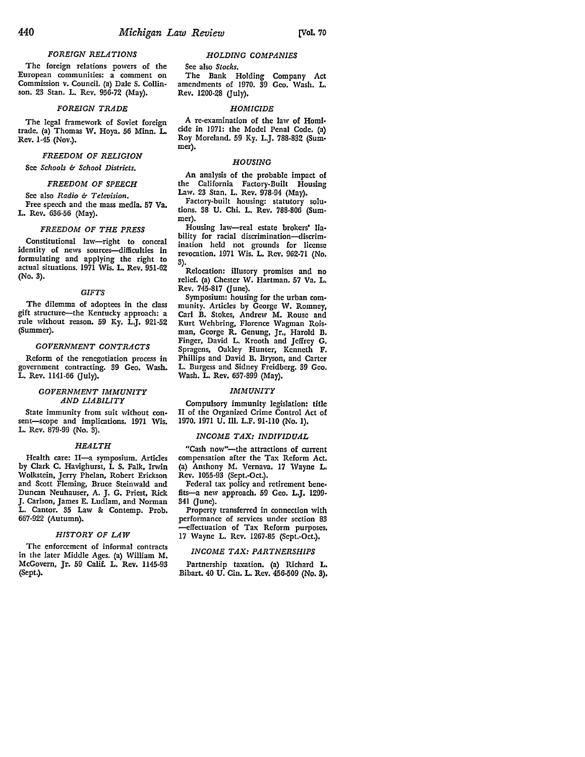### *FOREIGN RELATIONS*

The foreign relations powers of the European communities: a comment on Commission v. Council. (a) Dale S. Collinson. 23 Stan. L. Rev. 956-72 (May).

### *FOREIGN TRADE*

The legal framework of Soviet foreign trade. (a) Thomas W. Hoya. 56 Minn. L. Rev. 1-45 (Nov.).

### *FREEDOM OF RELIGION*

See *Schools & School Districts.*

### *FREEDOM OF SPEECH*

See also *Radio & Television.*

Free speech and the mass media. 57 Va. L. Rev. 636-56 (May).

### *FREEDOM OF THE PRESS*

Constitutional law—right to conceal identity of news sources—difficulties in formulating and applying the right to actual situations. 1971 Wis. L. Rev. 951-62 (No. 3).

### *GIFTS*

The dilemma of adoptees in the class gift structure—the Kentucky approach: a rule without reason. 59 Ky. L.J. 921-52 (Summer).

### *GOVERNMENT CONTRACTS*

Reform of the renegotiation process in government contracting. 39 Geo. Wash. L. Rev. 1141-66 (July).

### *GOVERNMENT IMMUNITY AND LIABILITY*

State immunity from suit without consent—scope and implications. 1971 Wis. L. Rev. 879-99 (No. 3).

### *HEALTH*

Health care: II—a symposium. Articles by Clark C. Havighurst, I. S. Falk, Irwin Wolkstein, Jerry Phelan, Robert Erickson and Scott Fleming, Bruce Steinwald and Duncan Neuhauser, A. J. G. Priest, Rick J. Carlson, James E. Ludlam, and Norman L. Cantor. 35 Law & Contemp. Prob. 667-922 (Autumn).

### *HISTORY OF LAW*

The enforcement of informal contracts in the later Middle Ages. (a) William M. McGovern, Jr. 59 Calif. L. Rev. 1145-93 (Sept.).

### *HOLDING COMPANIES*

See also *Stocks.*

The Bank Holding Company Act amendments of 1970. 39 Geo. Wash. L. Rev. 1200-28 (July).

### *HOMICIDE*

A re-examination of the law of Homicide in 1971: the Model Penal Code. (a) Roy Moreland. 59 Ky. L.J. 788-832 (Summer).

### *HOUSING*

An analysis of the probable impact of the California Factory-Built Housing Law. 23 Stan. L. Rev. 978-94 (May).

Factory-built housing: statutory solutions. 38 U. Chi. L. Rev. 788-806 (Summer).

Housing law—real estate brokers' liability for racial discrimination—discrimination held not grounds for license revocation. 1971 Wis. L. Rev. 962-71 (No. 3).

Relocation: illusory promises and no relief. (a) Chester W. Hartman. 57 Va. L. Rev. 745-817 (June).

Symposium: housing for the urban community. Articles by George W. Romney, Carl B. Stokes, Andrew M. Rouse and Kurt Wehbring, Florence Wagman Roisman, George R. Genung, Jr., Harold B. Finger, David L. Krooth and Jeffrey G. Spragens, Oakley Hunter, Kenneth F. Phillips and David B. Bryson, and Carter L. Burgess and Sidney Freidberg. 39 Geo. Wash. L. Rev. 657-899 (May).

### *IMMUNITY*

Compulsory immunity legislation: title II of the Organized Crime Control Act of 1970. 1971 U. Ill. L.F. 91-110 (No. 1).

### *INCOME TAX: INDIVIDUAL*

"Cash now"—the attractions of current compensation after the Tax Reform Act. (a) Anthony M. Vernava. 17 Wayne L. Rev. 1055-93 (Sept.-Oct.).

Federal tax policy and retirement benefits—a new approach. 59 Geo. L.J. 1299-341 (June).

Property transferred in connection with performance of services under section 83—effectuation of Tax Reform purposes. 17 Wayne L. Rev. 1267-85 (Sept.-Oct.).

### *INCOME TAX: PARTNERSHIPS*

Partnership taxation. (a) Richard L. Bibart. 40 U. Cin. L. Rev. 456-509 (No. 3).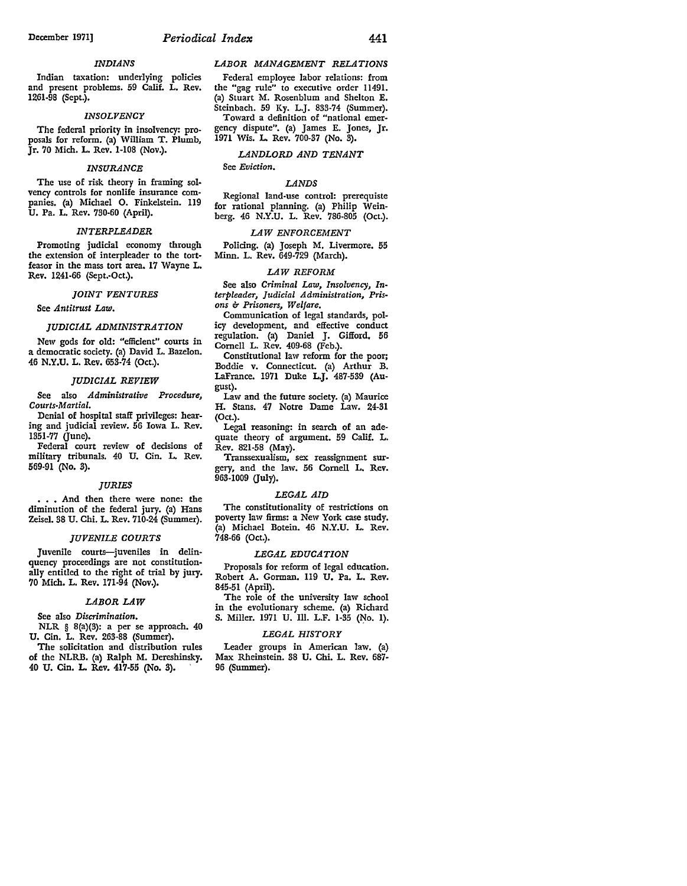### *INDIANS*

Indian taxation: underlying policies and present problems. 59 Calif. L. Rev. 1261-98 (Sept.).

### *INSOLVENCY*

The federal priority in insolvency: proposals for reform. (a) William T. Plumb, Jr. 70 Mich. L. Rev. 1-108 (Nov.).

### *INSURANCE*

The use of risk theory in framing solvency controls for nonlife insurance companies. (a) Michael O. Finkelstein. 119 U. Pa. L. Rev. 730-60 (April).

### *INTERPLEADER*

Promoting judicial economy through the extension of interpleader to the tortfeasor in the mass tort area. 17 Wayne L. Rev. 1241-66 (Sept.-Oct.).

### *JOINT VENTURES*

See *Antitrust Law.*

### *JUDICIAL ADMINISTRATION*

New gods for old: "efficient" courts in a democratic society. (a) David L. Bazelon. 46 N.Y.U. L. Rev. 653-74 (Oct.).

### *JUDICIAL REVIEW*

See also *Administrative Procedure, Courts-Martial.*

Denial of hospital staff privileges: hearing and judicial review. 56 Iowa L. Rev. 1351-77 (June).

Federal court review of decisions of military tribunals. 40 U. Cin. L. Rev. 569-91 (No. 3).

### *JURIES*

. . . And then there were none: the diminution of the federal jury. (a) Hans Zeisel. 38 U. Chi. L. Rev. 710-24 (Summer).

### *JUVENILE COURTS*

Juvenile courts—juveniles in delinquency proceedings are not constitutionally entitled to the right of trial by jury. 70 Mich. L. Rev. 171-94 (Nov.).

### *LABOR LAW*

See also *Discrimination.*

NLR § 8(a)(3): a per se approach. 40 U. Cin. L. Rev. 263-88 (Summer).

The solicitation and distribution rules of the NLRB. (a) Ralph M. Dereshinsky. 40 U. Cin. L. Rev. 417-55 (No. 3).

### *LABOR MANAGEMENT RELATIONS*

Federal employee labor relations: from the "gag rule" to executive order 11491. (a) Stuart M. Rosenblum and Shelton E. Steinbach. 59 Ky. L.J. 833-74 (Summer).

Toward a definition of "national emergency dispute". (a) James E. Jones, Jr. 1971 Wis. L. Rev. 700-37 (No. 3).

### *LANDLORD AND TENANT*

See *Eviction.*

### *LANDS*

Regional land-use control: prerequiste for rational planning. (a) Philip Weinberg. 46 N.Y.U. L. Rev. 786-805 (Oct.).

### *LAW ENFORCEMENT*

Policing. (a) Joseph M. Livermore. 55 Minn. L. Rev. 649-729 (March).

### *LAW REFORM*

See also *Criminal Law, Insolvency, Interpleader, Judicial Administration, Prisons & Prisoners, Welfare.*

Communication of legal standards, policy development, and effective conduct regulation. (a) Daniel J. Gifford. 56 Cornell L. Rev. 409-68 (Feb.).

Constitutional law reform for the poor; Boddie v. Connecticut. (a) Arthur B. LaFrance. 1971 Duke L.J. 487-539 (August).

Law and the future society. (a) Maurice H. Stans. 47 Notre Dame Law. 24-31 (Oct.).

Legal reasoning: in search of an adequate theory of argument. 59 Calif. L. Rev. 821-58 (May).

Transsexualism, sex reassignment surgery, and the law. 56 Cornell L. Rev. 963-1009 (July).

### *LEGAL AID*

The constitutionality of restrictions on poverty law firms: a New York case study. (a) Michael Botein. 46 N.Y.U. L. Rev. 748-66 (Oct.).

### *LEGAL EDUCATION*

Proposals for reform of legal education. Robert A. Gorman. 119 U. Pa. L. Rev. 845-51 (April).

The role of the university law school in the evolutionary scheme. (a) Richard S. Miller. 1971 U. Ill. L.F. 1-35 (No. 1).

### *LEGAL HISTORY*

Leader groups in American law. (a) Max Rheinstein. 38 U. Chi. L. Rev. 687-96 (Summer).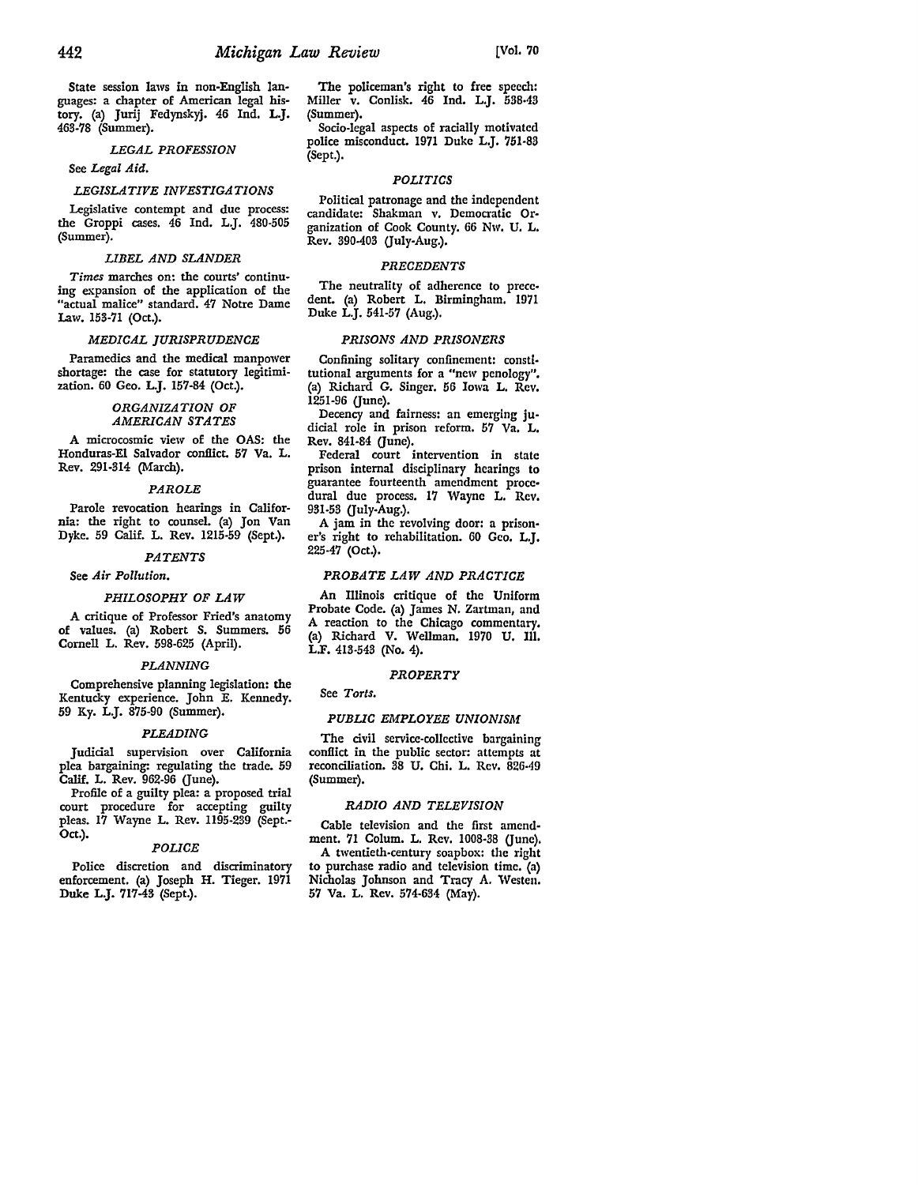State session laws in non-English languages: a chapter of American legal history. (a) Jurij Fedynskyj. 46 Ind. L.J. 463-78 (Summer).

### *LEGAL PROFESSION*

See *Legal Aid.*

### *LEGISLATIVE INVESTIGATIONS*

Legislative contempt and due process: the Groppi cases. 46 Ind. L.J. 480-505 (Summer).

### *LIBEL AND SLANDER*

*Times* marches on: the courts' continuing expansion of the application of the "actual malice" standard. 47 Notre Dame Law. 153-71 (Oct.).

### *MEDICAL JURISPRUDENCE*

Paramedics and the medical manpower shortage: the case for statutory legitimization. 60 Geo. L.J. 157-84 (Oct.).

### *ORGANIZATION OF AMERICAN STATES*

A microcosmic view of the OAS: the Honduras-El Salvador conflict. 57 Va. L. Rev. 291-314 (March).

### *PAROLE*

Parole revocation hearings in California: the right to counsel. (a) Jon Van Dyke. 59 Calif. L. Rev. 1215-59 (Sept.).

### *PATENTS*

See *Air Pollution.*

### *PHILOSOPHY OF LAW*

A critique of Professor Fried's anatomy of values. (a) Robert S. Summers. 56 Cornell L. Rev. 598-625 (April).

### *PLANNING*

Comprehensive planning legislation: the Kentucky experience. John E. Kennedy. 59 Ky. L.J. 875-90 (Summer).

### *PLEADING*

Judicial supervision over California plea bargaining: regulating the trade. 59 Calif. L. Rev. 962-96 (June).

Profile of a guilty plea: a proposed trial court procedure for accepting guilty pleas. 17 Wayne L. Rev. 1195-239 (Sept.-Oct.).

### *POLICE*

Police discretion and discriminatory enforcement. (a) Joseph H. Tieger. 1971 Duke L.J. 717-43 (Sept.).

The policeman's right to free speech: Miller v. Conlisk. 46 Ind. L.J. 538-43 (Summer).

Socio-legal aspects of racially motivated police misconduct. 1971 Duke L.J. 751-83 (Sept.).

### *POLITICS*

Political patronage and the independent candidate: Shakman v. Democratic Organization of Cook County. 66 Nw. U. L. Rev. 390-403 (July-Aug.).

### *PRECEDENTS*

The neutrality of adherence to precedent. (a) Robert L. Birmingham. 1971 Duke L.J. 541-57 (Aug.).

### *PRISONS AND PRISONERS*

Confining solitary confinement: constitutional arguments for a "new penology". (a) Richard G. Singer. 56 Iowa L. Rev. 1251-96 (June).

Decency and fairness: an emerging judicial role in prison reform. 57 Va. L. Rev. 841-84 (June).

Federal court intervention in state prison internal disciplinary hearings to guarantee fourteenth amendment procedural due process. 17 Wayne L. Rev. 931-53 (July-Aug.).

A jam in the revolving door: a prisoner's right to rehabilitation. 60 Geo. L.J. 225-47 (Oct.).

### *PROBATE LAW AND PRACTICE*

An Illinois critique of the Uniform Probate Code. (a) James N. Zartman, and A reaction to the Chicago commentary. (a) Richard V. Wellman. 1970 U. Ill. L.F. 413-543 (No. 4).

### *PROPERTY*

See *Torts.*

### *PUBLIC EMPLOYEE UNIONISM*

The civil service-collective bargaining conflict in the public sector: attempts at reconciliation. 38 U. Chi. L. Rev. 826-49 (Summer).

### *RADIO AND TELEVISION*

Cable television and the first amendment. 71 Colum. L. Rev. 1008-38 (June).

A twentieth-century soapbox: the right to purchase radio and television time. (a) Nicholas Johnson and Tracy A. Westen. 57 Va. L. Rev. 574-634 (May).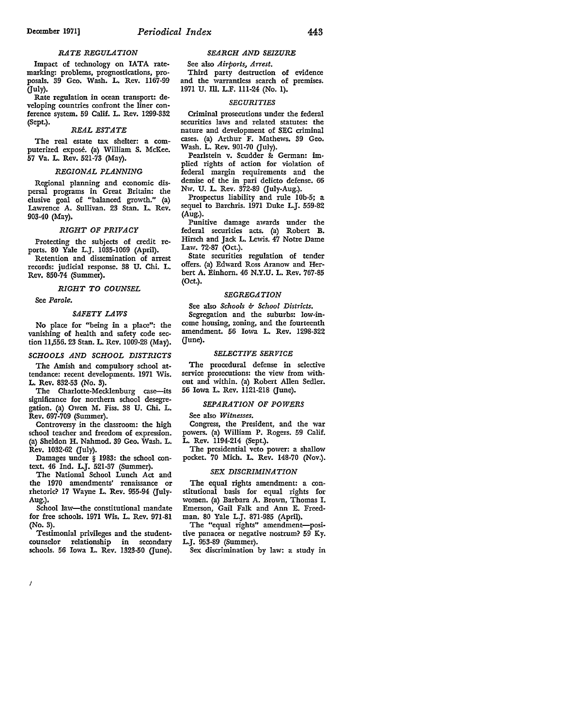### *RATE REGULATION*

Impact of technology on IATA ratemarking: problems, prognostications, proposals. 39 Geo. Wash. L. Rev. 1167-99 (July).

Rate regulation in ocean transport: developing countries confront the liner conference system. 59 Calif. L. Rev. 1299-332 (Sept.).

### *REAL ESTATE*

The real estate tax shelter: a computerized exposé. (a) William S. McKee. 57 Va. L. Rev. 521-73 (May).

### *REGIONAL PLANNING*

Regional planning and economic dispersal programs in Great Britain: the elusive goal of "balanced growth." (a) Lawrence A. Sullivan. 23 Stan. L. Rev. 903-40 (May).

### *RIGHT OF PRIVACY*

Protecting the subjects of credit reports. 80 Yale L.J. 1035-1069 (April).

Retention and dissemination of arrest records: judicial response. 38 U. Chi. L. Rev. 850-74 (Summer).

### *RIGHT TO COUNSEL*

See *Parole.*

### *SAFETY LAWS*

No place for "being in a place": the vanishing of health and safety code section 11,556. 23 Stan. L. Rev. 1009-28 (May).

### *SCHOOLS AND SCHOOL DISTRICTS*

The Amish and compulsory school attendance: recent developments. 1971 Wis. L. Rev. 832-53 (No. 3).

The Charlotte-Mecklenburg case—its significance for northern school desegregation. (a) Owen M. Fiss. 38 U. Chi. L. Rev. 697-709 (Summer).

Controversy in the classroom: the high school teacher and freedom of expression. (a) Sheldon H. Nahmod. 39 Geo. Wash. L. Rev. 1032-62 (July).

Damages under § 1983: the school context. 46 Ind. L.J. 521-37 (Summer).

The National School Lunch Act and the 1970 amendments' renaissance or rhetoric? 17 Wayne L. Rev. 955-94 (July-Aug.).

School law—the constitutional mandate for free schools. 1971 Wis. L. Rev. 971-81 (No. 3).

Testimonial privileges and the student-counselor relationship in secondary schools. 56 Iowa L. Rev. 1323-50 (June).

### *SEARCH AND SEIZURE*

See also *Airports, Arrest.*

Third party destruction of evidence and the warrantless search of premises. 1971 U. Ill. L.F. 111-24 (No. 1).

### *SECURITIES*

Criminal prosecutions under the federal securities laws and related statutes: the nature and development of SEC criminal cases. (a) Arthur F. Mathews. 39 Geo. Wash. L. Rev. 901-70 (July).

Pearlstein v. Scudder & German: implied rights of action for violation of federal margin requirements and the demise of the in pari delicto defense. 66 Nw. U. L. Rev. 372-89 (July-Aug.).

Prospectus liability and rule 10b-5; a sequel to Barchris. 1971 Duke L.J. 559-82 (Aug.).

Punitive damage awards under the federal securities acts. (a) Robert B. Hirsch and Jack L. Lewis. 47 Notre Dame Law. 72-87 (Oct.).

State securities regulation of tender offers. (a) Edward Ross Aranow and Herbert A. Einhorn. 46 N.Y.U. L. Rev. 767-85 (Oct.).

### *SEGREGATION*

See also *Schools & School Districts.*

Segregation and the suburbs: low-income housing, zoning, and the fourteenth amendment. 56 Iowa L. Rev. 1298-322 (June).

### *SELECTIVE SERVICE*

The procedural defense in selective service prosecutions: the view from without and within. (a) Robert Allen Sedler. 56 Iowa L. Rev. 1121-218 (June).

### *SEPARATION OF POWERS*

See also *Witnesses.*

Congress, the President, and the war powers. (a) William P. Rogers. 59 Calif. L. Rev. 1194-214 (Sept.).

The presidential veto power: a shallow pocket. 70 Mich. L. Rev. 148-70 (Nov.).

### *SEX DISCRIMINATION*

The equal rights amendment: a constitutional basis for equal rights for women. (a) Barbara A. Brown, Thomas I. Emerson, Gail Falk and Ann E. Freedman. 80 Yale L.J. 871-985 (April).

The "equal rights" amendment—positive panacea or negative nostrum? 59 Ky. L.J. 953-89 (Summer).

Sex discrimination by law: a study in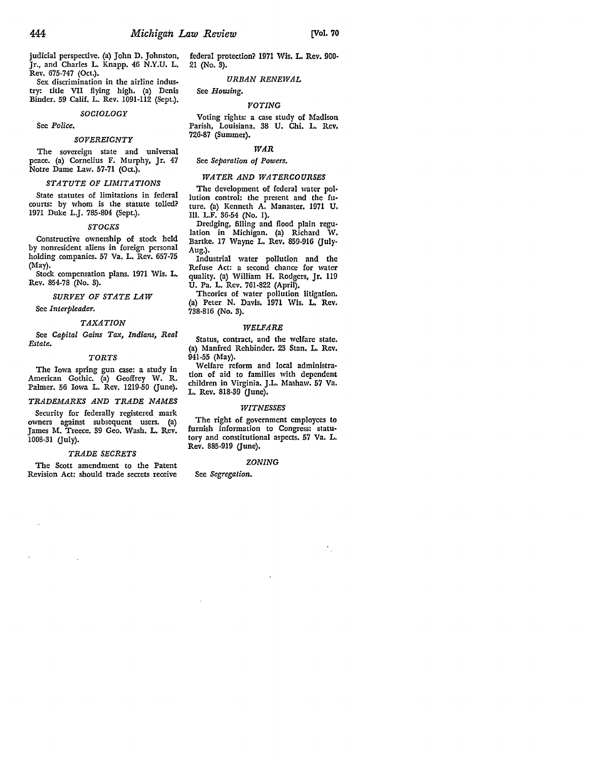judicial perspective. (a) John D. Johnston, Jr., and Charles L. Knapp. 46 N.Y.U. L. Rev. 675-747 (Oct.).

Sex discrimination in the airline industry: title VII flying high. (a) Denis Binder. 59 Calif. L. Rev. 1091-112 (Sept.).

### *SOCIOLOGY*

See *Police.*

### *SOVEREIGNTY*

The sovereign state and universal peace. (a) Cornelius F. Murphy, Jr. 47 Notre Dame Law. 57-71 (Oct.).

### *STATUTE OF LIMITATIONS*

State statutes of limitations in federal courts: by whom is the statute tolled? 1971 Duke L.J. 785-804 (Sept.).

### *STOCKS*

Constructive ownership of stock held by nonresident aliens in foreign personal holding companies. 57 Va. L. Rev. 657-75 (May).

Stock compensation plans. 1971 Wis. L. Rev. 854-78 (No. 3).

### *SURVEY OF STATE LAW*

See *Interpleader.*

### *TAXATION*

See *Capital Gains Tax, Indians, Real Estate.*

### *TORTS*

The Iowa spring gun case: a study in American Gothic. (a) Geoffrey W. R. Palmer. 56 Iowa L. Rev. 1219-50 (June).

### *TRADEMARKS AND TRADE NAMES*

Security for federally registered mark owners against subsequent users. (a) James M. Treece. 39 Geo. Wash. L. Rev. 1008-31 (July).

### *TRADE SECRETS*

The Scott amendment to the Patent Revision Act: should trade secrets receive federal protection? 1971 Wis. L. Rev. 900-21 (No. 3).

### *URBAN RENEWAL*

See *Housing.*

### *VOTING*

Voting rights: a case study of Madison Parish, Louisiana. 38 U. Chi. L. Rev. 726-87 (Summer).

### *WAR*

See *Separation of Powers.*

### *WATER AND WATERCOURSES*

The development of federal water pollution control: the present and the future. (a) Kenneth A. Manaster. 1971 U. Ill. L.F. 36-54 (No. 1).

Dredging, filling and flood plain regulation in Michigan. (a) Richard W. Bartke. 17 Wayne L. Rev. 859-916 (July-Aug.).

Industrial water pollution and the Refuse Act: a second chance for water quality. (a) William H. Rodgers, Jr. 119 U. Pa. L. Rev. 761-822 (April).

Theories of water pollution litigation. (a) Peter N. Davis. 1971 Wis. L. Rev. 738-816 (No. 3).

### *WELFARE*

Status, contract, and the welfare state. (a) Manfred Rehbinder. 23 Stan. L. Rev. 941-55 (May).

Welfare reform and local administration of aid to families with dependent children in Virginia. J.L. Mashaw. 57 Va. L. Rev. 818-39 (June).

### *WITNESSES*

The right of government employees to furnish information to Congress: statutory and constitutional aspects. 57 Va. L. Rev. 885-919 (June).

### *ZONING*

See *Segregation.*